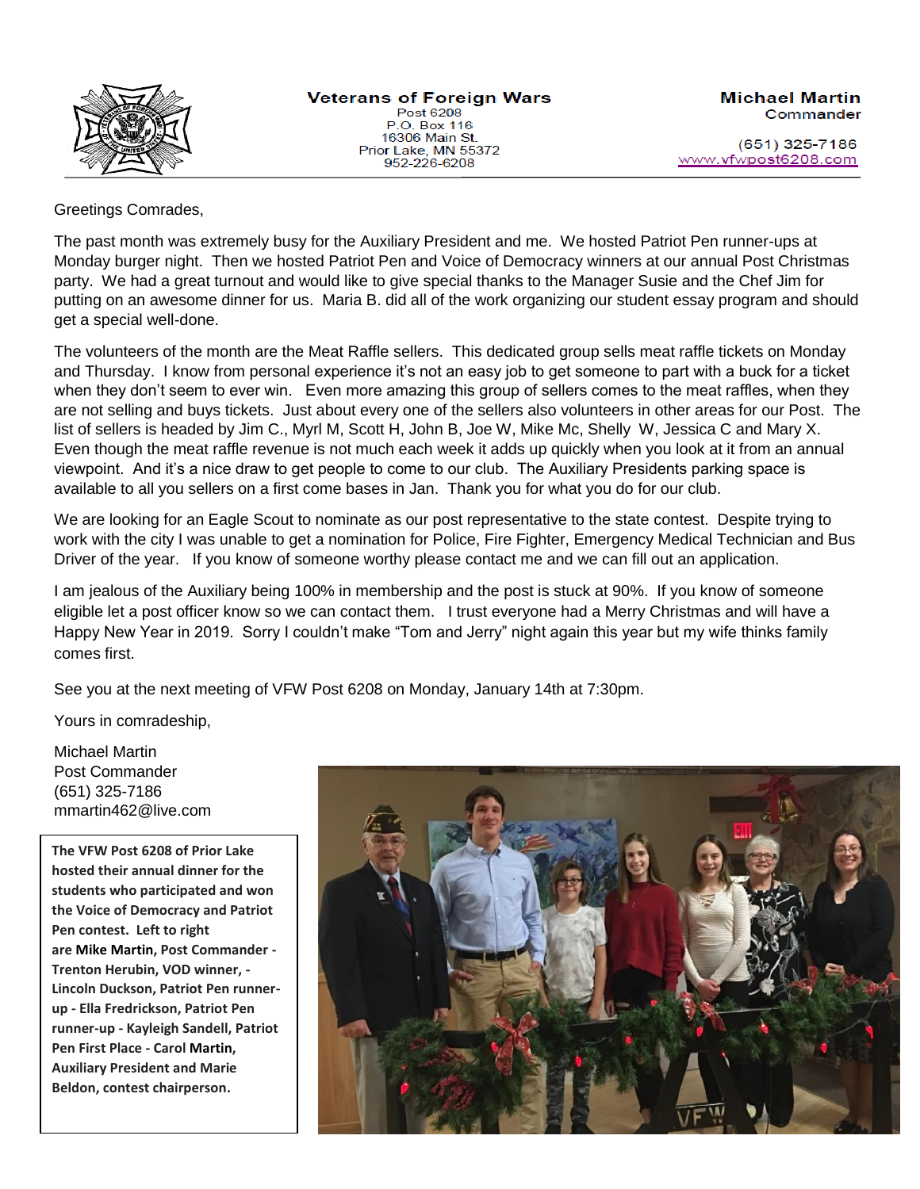**Veterans of Foreign Wars**
Post 6208
P.O. Box 116
16306 Main St.
Prior Lake, MN 55372
952-226-6208

**Michael Martin**
**Commander**

(651) 325-7186
www.vfwpost6208.com

Greetings Comrades,

The past month was extremely busy for the Auxiliary President and me. We hosted Patriot Pen runner-ups at Monday burger night. Then we hosted Patriot Pen and Voice of Democracy winners at our annual Post Christmas party. We had a great turnout and would like to give special thanks to the Manager Susie and the Chef Jim for putting on an awesome dinner for us. Maria B. did all of the work organizing our student essay program and should get a special well-done.

The volunteers of the month are the Meat Raffle sellers. This dedicated group sells meat raffle tickets on Monday and Thursday. I know from personal experience it's not an easy job to get someone to part with a buck for a ticket when they don't seem to ever win. Even more amazing this group of sellers comes to the meat raffles, when they are not selling and buys tickets. Just about every one of the sellers also volunteers in other areas for our Post. The list of sellers is headed by Jim C., Myrl M, Scott H, John B, Joe W, Mike Mc, Shelly W, Jessica C and Mary X. Even though the meat raffle revenue is not much each week it adds up quickly when you look at it from an annual viewpoint. And it's a nice draw to get people to come to our club. The Auxiliary Presidents parking space is available to all you sellers on a first come bases in Jan. Thank you for what you do for our club.

We are looking for an Eagle Scout to nominate as our post representative to the state contest. Despite trying to work with the city I was unable to get a nomination for Police, Fire Fighter, Emergency Medical Technician and Bus Driver of the year. If you know of someone worthy please contact me and we can fill out an application.

I am jealous of the Auxiliary being 100% in membership and the post is stuck at 90%. If you know of someone eligible let a post officer know so we can contact them. I trust everyone had a Merry Christmas and will have a Happy New Year in 2019. Sorry I couldn't make "Tom and Jerry" night again this year but my wife thinks family comes first.

See you at the next meeting of VFW Post 6208 on Monday, January 14th at 7:30pm.

Yours in comradeship,

Michael Martin
Post Commander
(651) 325-7186
mmartin462@live.com

**The VFW Post 6208 of Prior Lake hosted their annual dinner for the students who participated and won the Voice of Democracy and Patriot Pen contest. Left to right are Mike Martin, Post Commander - Trenton Herubin, VOD winner, - Lincoln Duckson, Patriot Pen runner-up - Ella Fredrickson, Patriot Pen runner-up - Kayleigh Sandell, Patriot Pen First Place - Carol Martin, Auxiliary President and Marie Beldon, contest chairperson.**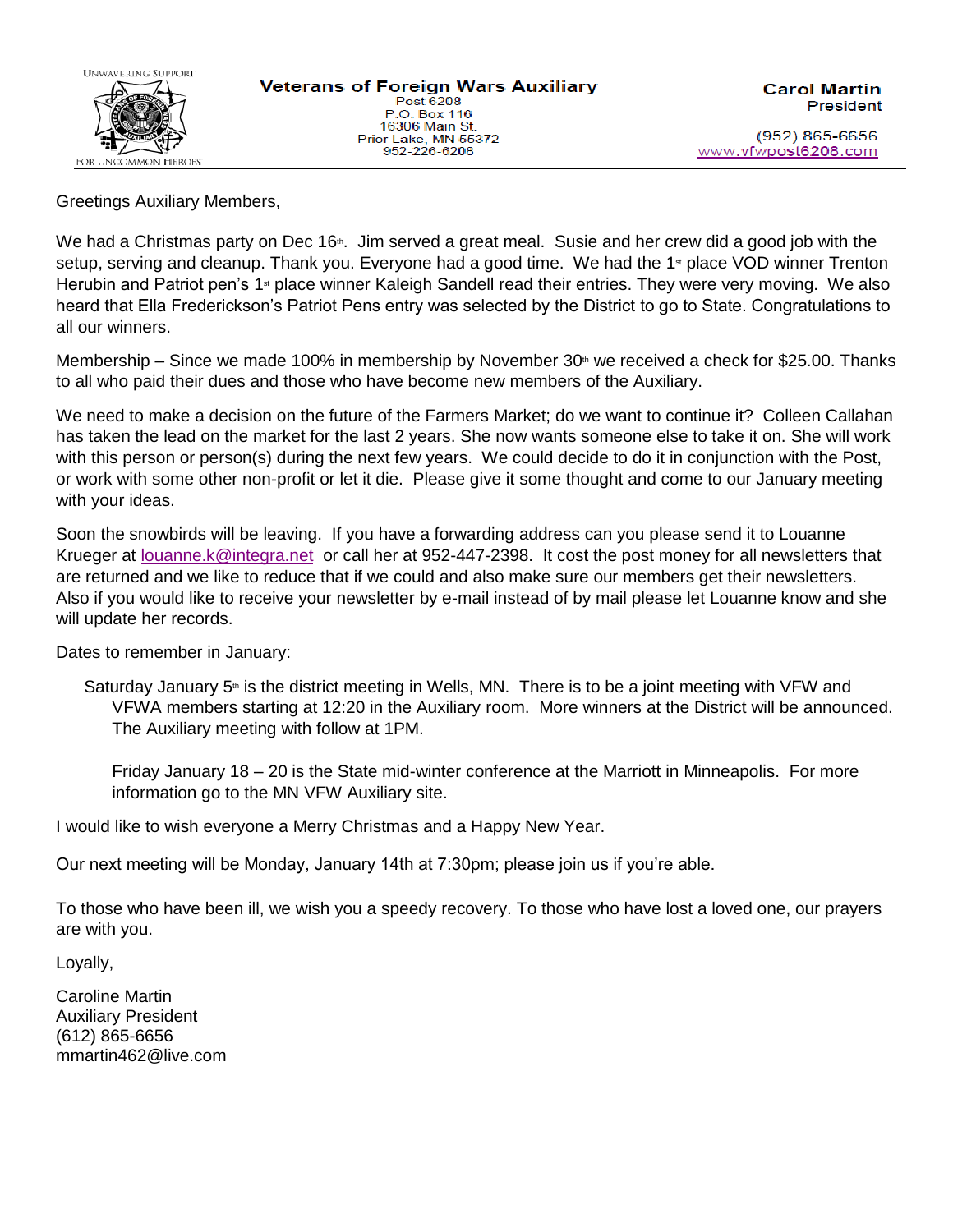**Veterans of Foreign Wars Auxiliary**
Post 6208
P.O. Box 116
16306 Main St.
Prior Lake, MN 55372
952-226-6208

**Carol Martin**
President

(952) 865-6656
www.vfwpost6208.com

Greetings Auxiliary Members,

We had a Christmas party on Dec 16th. Jim served a great meal. Susie and her crew did a good job with the setup, serving and cleanup. Thank you. Everyone had a good time. We had the 1st place VOD winner Trenton Herubin and Patriot pen's 1st place winner Kaleigh Sandell read their entries. They were very moving. We also heard that Ella Frederickson's Patriot Pens entry was selected by the District to go to State. Congratulations to all our winners.

Membership – Since we made 100% in membership by November 30th we received a check for $25.00. Thanks to all who paid their dues and those who have become new members of the Auxiliary.

We need to make a decision on the future of the Farmers Market; do we want to continue it? Colleen Callahan has taken the lead on the market for the last 2 years. She now wants someone else to take it on. She will work with this person or person(s) during the next few years. We could decide to do it in conjunction with the Post, or work with some other non-profit or let it die. Please give it some thought and come to our January meeting with your ideas.

Soon the snowbirds will be leaving. If you have a forwarding address can you please send it to Louanne Krueger at louanne.k@integra.net or call her at 952-447-2398. It cost the post money for all newsletters that are returned and we like to reduce that if we could and also make sure our members get their newsletters. Also if you would like to receive your newsletter by e-mail instead of by mail please let Louanne know and she will update her records.

Dates to remember in January:

Saturday January 5th is the district meeting in Wells, MN. There is to be a joint meeting with VFW and VFWA members starting at 12:20 in the Auxiliary room. More winners at the District will be announced. The Auxiliary meeting with follow at 1PM.

Friday January 18 – 20 is the State mid-winter conference at the Marriott in Minneapolis. For more information go to the MN VFW Auxiliary site.

I would like to wish everyone a Merry Christmas and a Happy New Year.

Our next meeting will be Monday, January 14th at 7:30pm; please join us if you're able.

To those who have been ill, we wish you a speedy recovery. To those who have lost a loved one, our prayers are with you.

Loyally,

Caroline Martin
Auxiliary President
(612) 865-6656
mmartin462@live.com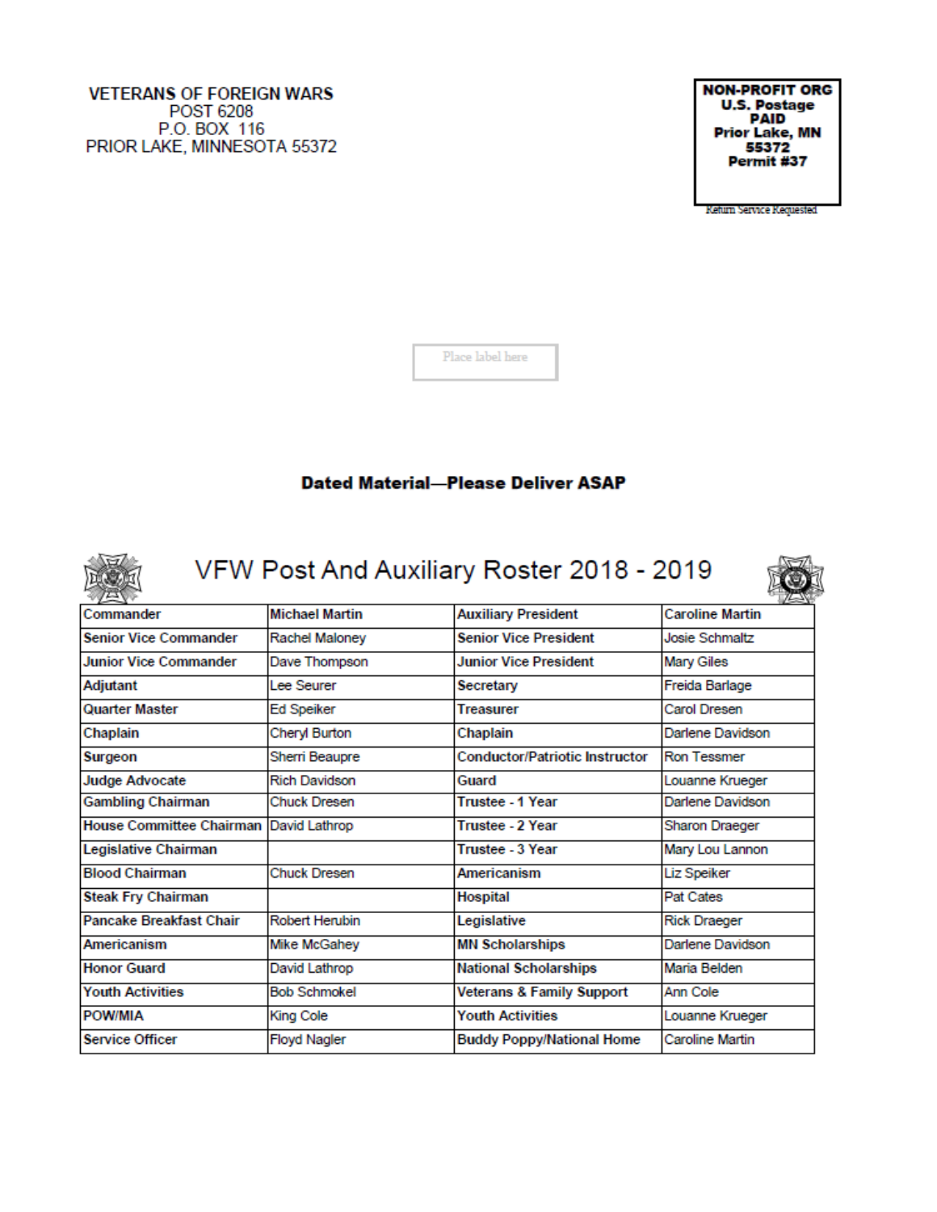VETERANS OF FOREIGN WARS
POST 6208
P.O. BOX 116
PRIOR LAKE, MINNESOTA 55372

**NON-PROFIT ORG**
**U.S. Postage**
**PAID**
**Prior Lake, MN**
**55372**
**Permit #37**

Return Service Requested

Place label here

**Dated Material—Please Deliver ASAP**

# VFW Post And Auxiliary Roster 2018 - 2019

| Commander | Michael Martin | Auxiliary President | Caroline Martin |
|---|---|---|---|
| Senior Vice Commander | Rachel Maloney | Senior Vice President | Josie Schmaltz |
| Junior Vice Commander | Dave Thompson | Junior Vice President | Mary Giles |
| Adjutant | Lee Seurer | Secretary | Freida Barlage |
| Quarter Master | Ed Speiker | Treasurer | Carol Dresen |
| Chaplain | Cheryl Burton | Chaplain | Darlene Davidson |
| Surgeon | Sherri Beaupre | Conductor/Patriotic Instructor | Ron Tessmer |
| Judge Advocate | Rich Davidson | Guard | Louanne Krueger |
| Gambling Chairman | Chuck Dresen | Trustee - 1 Year | Darlene Davidson |
| House Committee Chairman | David Lathrop | Trustee - 2 Year | Sharon Draeger |
| Legislative Chairman | | Trustee - 3 Year | Mary Lou Lannon |
| Blood Chairman | Chuck Dresen | Americanism | Liz Speiker |
| Steak Fry Chairman | | Hospital | Pat Cates |
| Pancake Breakfast Chair | Robert Herubin | Legislative | Rick Draeger |
| Americanism | Mike McGahey | MN Scholarships | Darlene Davidson |
| Honor Guard | David Lathrop | National Scholarships | Maria Belden |
| Youth Activities | Bob Schmokel | Veterans & Family Support | Ann Cole |
| POW/MIA | King Cole | Youth Activities | Louanne Krueger |
| Service Officer | Floyd Nagler | Buddy Poppy/National Home | Caroline Martin |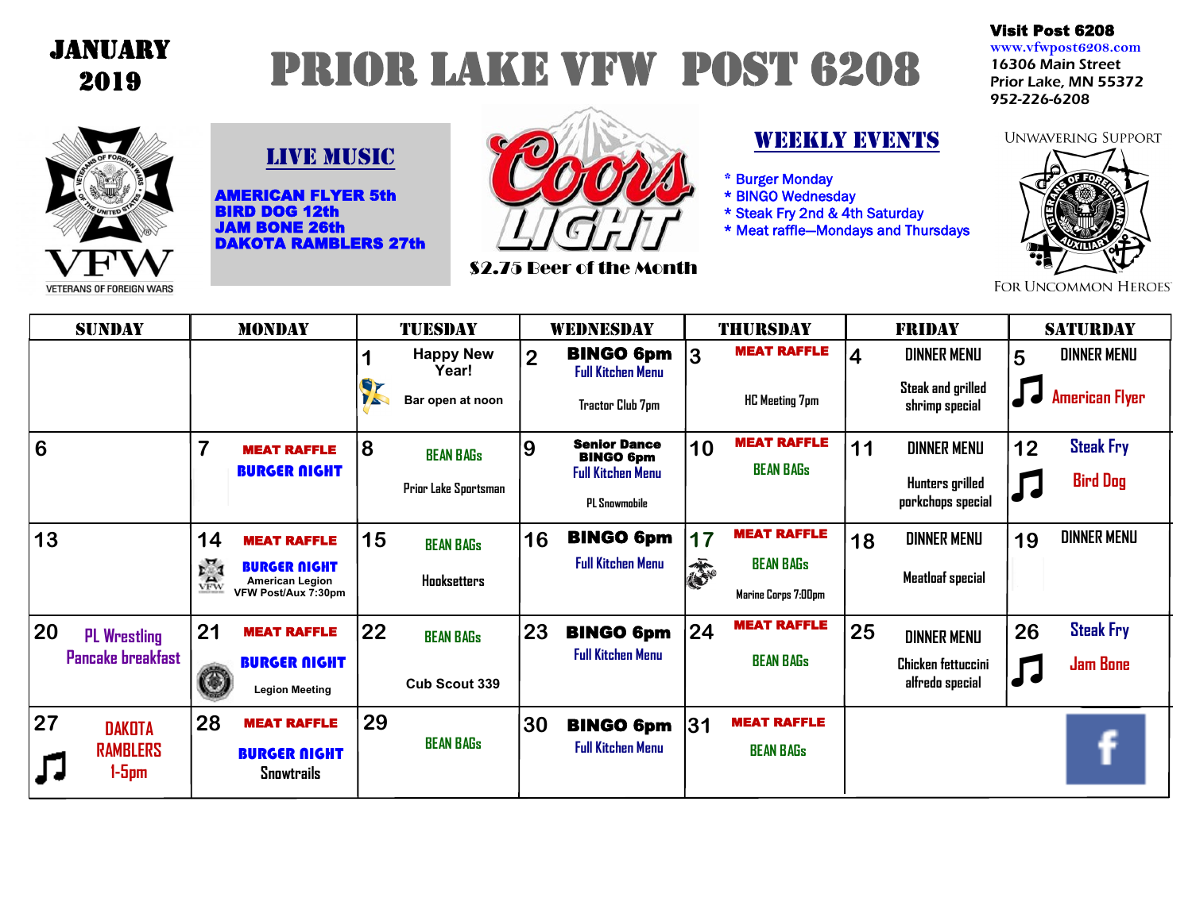# JANUARY 2019

# PRIOR LAKE VFW POST 6208

**Visit Post 6208**
www.vfwpost6208.com
16306 Main Street
Prior Lake, MN 55372
952-226-6208

VFW
VETERANS OF FOREIGN WARS

## LIVE MUSIC

**AMERICAN FLYER 5th**
**BIRD DOG 12th**
**JAM BONE 26th**
**DAKOTA RAMBLERS 27th**

Coors Light
$2.75 Beer of the Month

## WEEKLY EVENTS

* Burger Monday
* BINGO Wednesday
* Steak Fry 2nd & 4th Saturday
* Meat raffle—Mondays and Thursdays

UNWAVERING SUPPORT
FOR UNCOMMON HEROES

| SUNDAY | MONDAY | TUESDAY | WEDNESDAY | THURSDAY | FRIDAY | SATURDAY |
|---|---|---|---|---|---|---|
| | | 1 Happy New Year! Bar open at noon | 2 **BINGO 6pm** Full Kitchen Menu Tractor Club 7pm | 3 **MEAT RAFFLE** HC Meeting 7pm | 4 DINNER MENU Steak and grilled shrimp special | 5 DINNER MENU American Flyer |
| 6 | 7 **MEAT RAFFLE** **BURGER NIGHT** | 8 BEAN BAGs Prior Lake Sportsman | 9 **Senior Dance** **BINGO 6pm** Full Kitchen Menu PL Snowmobile | 10 **MEAT RAFFLE** BEAN BAGs | 11 DINNER MENU Hunters grilled porkchops special | 12 Steak Fry Bird Dog |
| 13 | 14 **MEAT RAFFLE** **BURGER NIGHT** American Legion VFW Post/Aux 7:30pm | 15 BEAN BAGs Hooksetters | 16 **BINGO 6pm** Full Kitchen Menu | 17 **MEAT RAFFLE** BEAN BAGs Marine Corps 7:00pm | 18 DINNER MENU Meatloaf special | 19 DINNER MENU |
| 20 PL Wrestling Pancake breakfast | 21 **MEAT RAFFLE** **BURGER NIGHT** Legion Meeting | 22 BEAN BAGs Cub Scout 339 | 23 **BINGO 6pm** Full Kitchen Menu | 24 **MEAT RAFFLE** BEAN BAGs | 25 DINNER MENU Chicken fettuccini alfredo special | 26 Steak Fry Jam Bone |
| 27 DAKOTA RAMBLERS 1-5pm | 28 **MEAT RAFFLE** **BURGER NIGHT** Snowtrails | 29 BEAN BAGs | 30 **BINGO 6pm** Full Kitchen Menu | 31 **MEAT RAFFLE** BEAN BAGs | | |